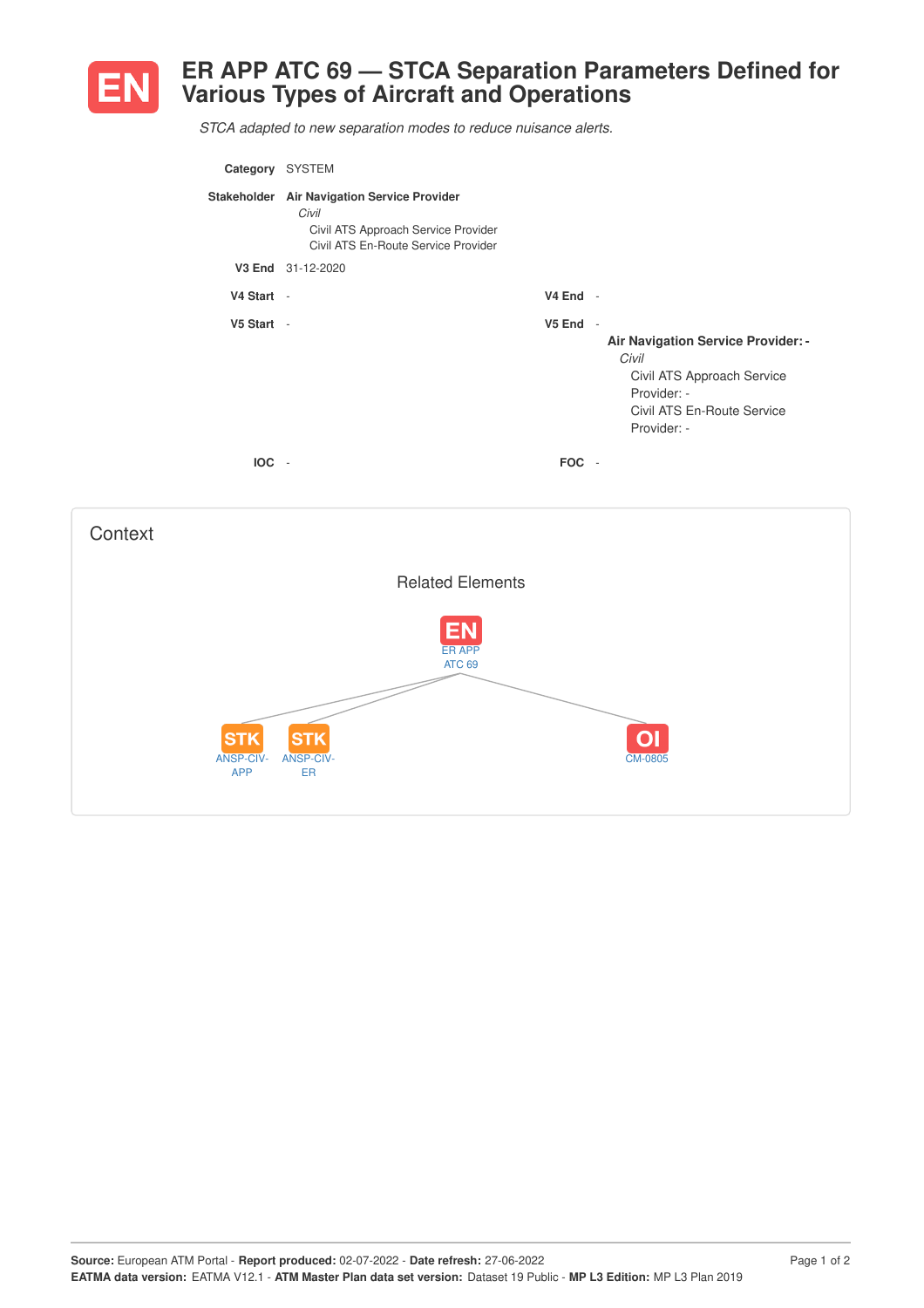# EN ER APP ATC 69 — STCA Separation Parameters Defined for Various Types of Aircraft and Operations

*STCA adapted to new separation modes to reduce nuisance alerts.*

**Category** SYSTEM

**Stakeholder** **Air Navigation Service Provider**
*Civil*
Civil ATS Approach Service Provider
Civil ATS En-Route Service Provider

**V3 End** 31-12-2020

**V4 Start** -

**V4 End** -

**V5 Start** -

**V5 End** -

**Air Navigation Service Provider: -**
*Civil*
Civil ATS Approach Service Provider: -
Civil ATS En-Route Service Provider: -

**IOC** -

**FOC** -

## Context

### Related Elements

- EN: ER APP ATC 69
- STK: ANSP-CIV-APP
- STK: ANSP-CIV-ER
- OI: CM-0805

**Source:** European ATM Portal - **Report produced:** 02-07-2022 - **Date refresh:** 27-06-2022
**EATMA data version:** EATMA V12.1 - **ATM Master Plan data set version:** Dataset 19 Public - **MP L3 Edition:** MP L3 Plan 2019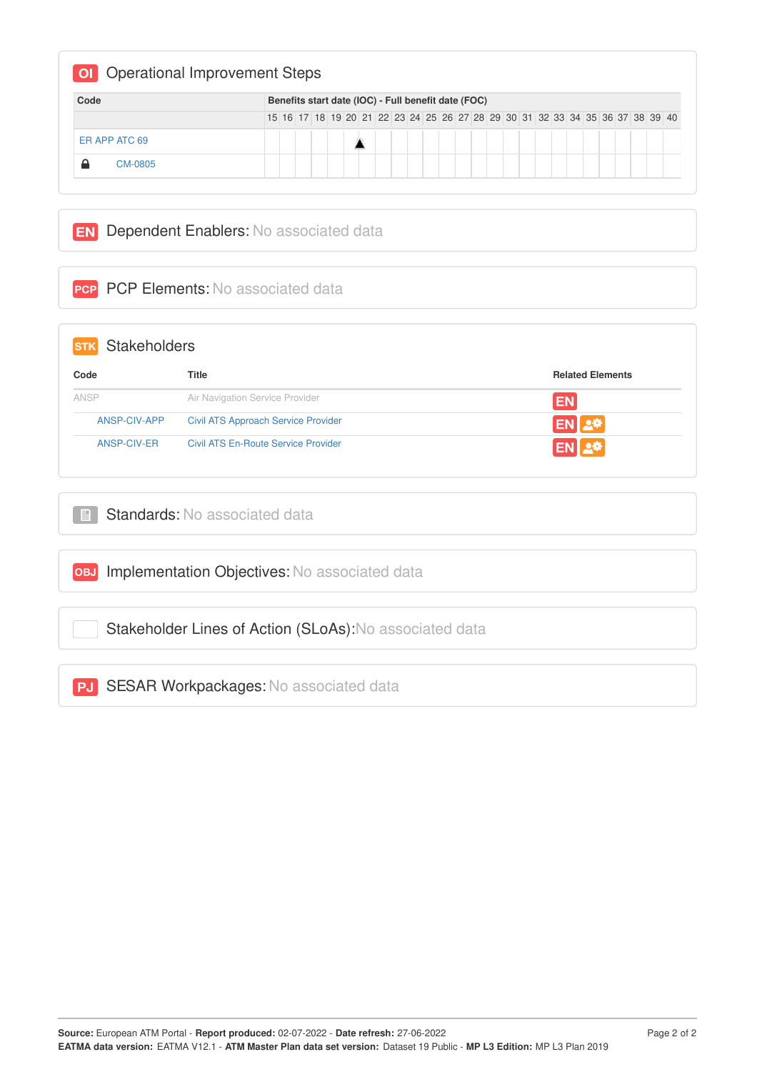## OI Operational Improvement Steps

| Code | Benefits start date (IOC) - Full benefit date (FOC) | | | | | | | | | | | | | | | | | | | | | | | | | |
|---|---|---|---|---|---|---|---|---|---|---|---|---|---|---|---|---|---|---|---|---|---|---|---|---|---|---|
| | 15 | 16 | 17 | 18 | 19 | 20 | 21 | 22 | 23 | 24 | 25 | 26 | 27 | 28 | 29 | 30 | 31 | 32 | 33 | 34 | 35 | 36 | 37 | 38 | 39 | 40 |
| ER APP ATC 69 | | | | | | ▲ | | | | | | | | | | | | | | | | | | | | |
| CM-0805 | | | | | | | | | | | | | | | | | | | | | | | | | | |

## EN Dependent Enablers: No associated data

## PCP PCP Elements: No associated data

## STK Stakeholders

| Code | Title | Related Elements |
|---|---|---|
| ANSP | Air Navigation Service Provider | EN |
| ANSP-CIV-APP | Civil ATS Approach Service Provider | EN |
| ANSP-CIV-ER | Civil ATS En-Route Service Provider | EN |

## Standards: No associated data

## OBJ Implementation Objectives: No associated data

## Stakeholder Lines of Action (SLoAs): No associated data

## PJ SESAR Workpackages: No associated data

**Source:** European ATM Portal - **Report produced:** 02-07-2022 - **Date refresh:** 27-06-2022
**EATMA data version:** EATMA V12.1 - **ATM Master Plan data set version:** Dataset 19 Public - **MP L3 Edition:** MP L3 Plan 2019